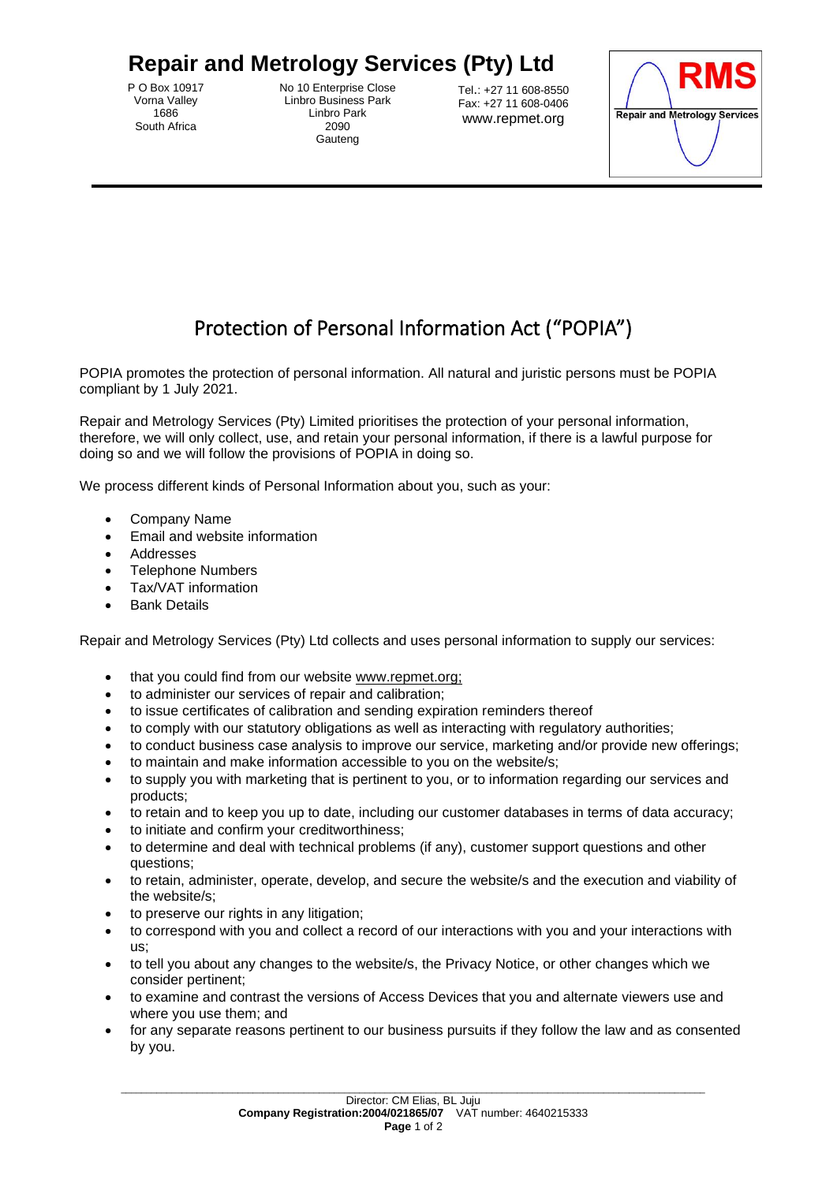# Repair and Metrology Services (Pty) Ltd

P O Box 10917
Vorna Valley
1686
South Africa

No 10 Enterprise Close
Linbro Business Park
Linbro Park
2090
Gauteng

Tel.: +27 11 608-8550
Fax: +27 11 608-0406
www.repmet.org

RMS
Repair and Metrology Services

## Protection of Personal Information Act ("POPIA")

POPIA promotes the protection of personal information. All natural and juristic persons must be POPIA compliant by 1 July 2021.

Repair and Metrology Services (Pty) Limited prioritises the protection of your personal information, therefore, we will only collect, use, and retain your personal information, if there is a lawful purpose for doing so and we will follow the provisions of POPIA in doing so.

We process different kinds of Personal Information about you, such as your:

- Company Name
- Email and website information
- Addresses
- Telephone Numbers
- Tax/VAT information
- Bank Details

Repair and Metrology Services (Pty) Ltd collects and uses personal information to supply our services:

- that you could find from our website www.repmet.org;
- to administer our services of repair and calibration;
- to issue certificates of calibration and sending expiration reminders thereof
- to comply with our statutory obligations as well as interacting with regulatory authorities;
- to conduct business case analysis to improve our service, marketing and/or provide new offerings;
- to maintain and make information accessible to you on the website/s;
- to supply you with marketing that is pertinent to you, or to information regarding our services and products;
- to retain and to keep you up to date, including our customer databases in terms of data accuracy;
- to initiate and confirm your creditworthiness;
- to determine and deal with technical problems (if any), customer support questions and other questions;
- to retain, administer, operate, develop, and secure the website/s and the execution and viability of the website/s;
- to preserve our rights in any litigation;
- to correspond with you and collect a record of our interactions with you and your interactions with us;
- to tell you about any changes to the website/s, the Privacy Notice, or other changes which we consider pertinent;
- to examine and contrast the versions of Access Devices that you and alternate viewers use and where you use them; and
- for any separate reasons pertinent to our business pursuits if they follow the law and as consented by you.

Director: CM Elias, BL Juju
**Company Registration:2004/021865/07** VAT number: 4640215333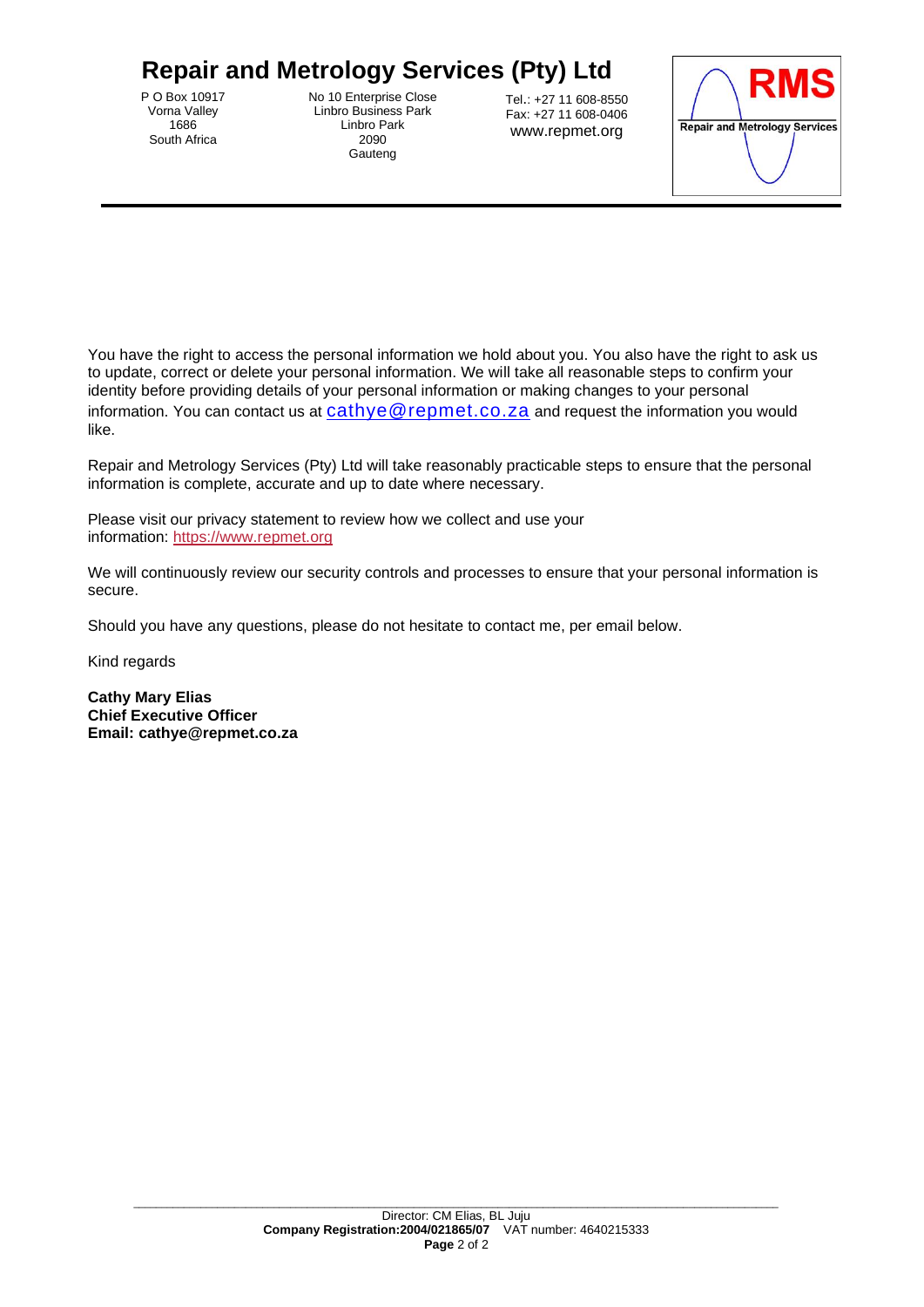# Repair and Metrology Services (Pty) Ltd

P O Box 10917
Vorna Valley
1686
South Africa

No 10 Enterprise Close
Linbro Business Park
Linbro Park
2090
Gauteng

Tel.: +27 11 608-8550
Fax: +27 11 608-0406
www.repmet.org

RMS
Repair and Metrology Services

You have the right to access the personal information we hold about you. You also have the right to ask us to update, correct or delete your personal information. We will take all reasonable steps to confirm your identity before providing details of your personal information or making changes to your personal information. You can contact us at cathye@repmet.co.za and request the information you would like.

Repair and Metrology Services (Pty) Ltd will take reasonably practicable steps to ensure that the personal information is complete, accurate and up to date where necessary.

Please visit our privacy statement to review how we collect and use your information: https://www.repmet.org

We will continuously review our security controls and processes to ensure that your personal information is secure.

Should you have any questions, please do not hesitate to contact me, per email below.

Kind regards

**Cathy Mary Elias**
**Chief Executive Officer**
**Email: cathye@repmet.co.za**

Director: CM Elias, BL Juju
**Company Registration:2004/021865/07** VAT number: 4640215333